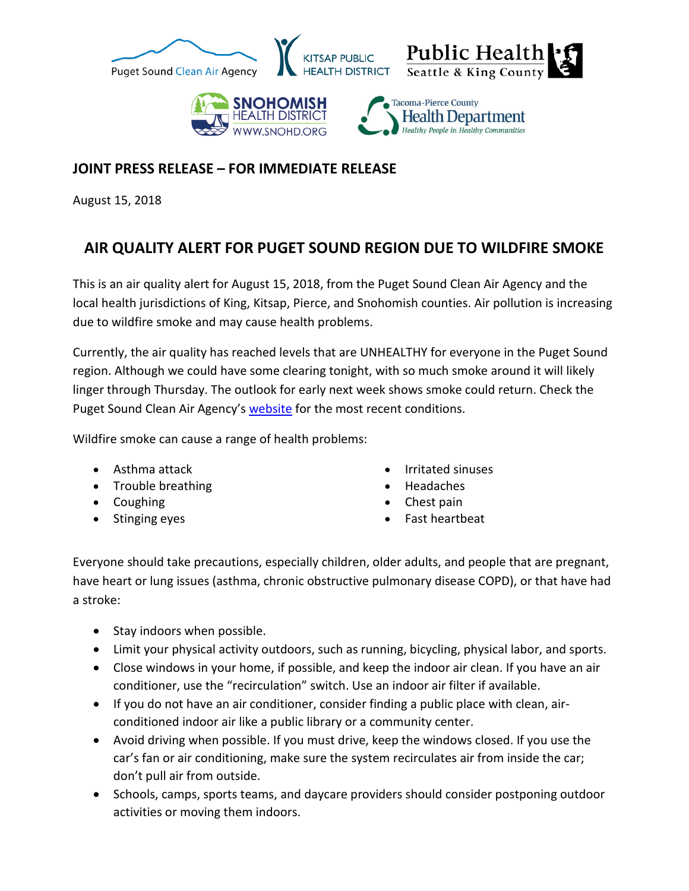Puget Sound Clean Air Agency | Kitsap Public Health District | Public Health Seattle & King County | Snohomish Health District WWW.SNOHD.ORG | Tacoma-Pierce County Health Department Healthy People in Healthy Communities

**JOINT PRESS RELEASE – FOR IMMEDIATE RELEASE**

August 15, 2018

## AIR QUALITY ALERT FOR PUGET SOUND REGION DUE TO WILDFIRE SMOKE

This is an air quality alert for August 15, 2018, from the Puget Sound Clean Air Agency and the local health jurisdictions of King, Kitsap, Pierce, and Snohomish counties. Air pollution is increasing due to wildfire smoke and may cause health problems.

Currently, the air quality has reached levels that are UNHEALTHY for everyone in the Puget Sound region. Although we could have some clearing tonight, with so much smoke around it will likely linger through Thursday. The outlook for early next week shows smoke could return. Check the Puget Sound Clean Air Agency's website for the most recent conditions.

Wildfire smoke can cause a range of health problems:

- Asthma attack
- Trouble breathing
- Coughing
- Stinging eyes
- Irritated sinuses
- Headaches
- Chest pain
- Fast heartbeat

Everyone should take precautions, especially children, older adults, and people that are pregnant, have heart or lung issues (asthma, chronic obstructive pulmonary disease COPD), or that have had a stroke:

- Stay indoors when possible.
- Limit your physical activity outdoors, such as running, bicycling, physical labor, and sports.
- Close windows in your home, if possible, and keep the indoor air clean. If you have an air conditioner, use the "recirculation" switch. Use an indoor air filter if available.
- If you do not have an air conditioner, consider finding a public place with clean, air-conditioned indoor air like a public library or a community center.
- Avoid driving when possible. If you must drive, keep the windows closed. If you use the car's fan or air conditioning, make sure the system recirculates air from inside the car; don't pull air from outside.
- Schools, camps, sports teams, and daycare providers should consider postponing outdoor activities or moving them indoors.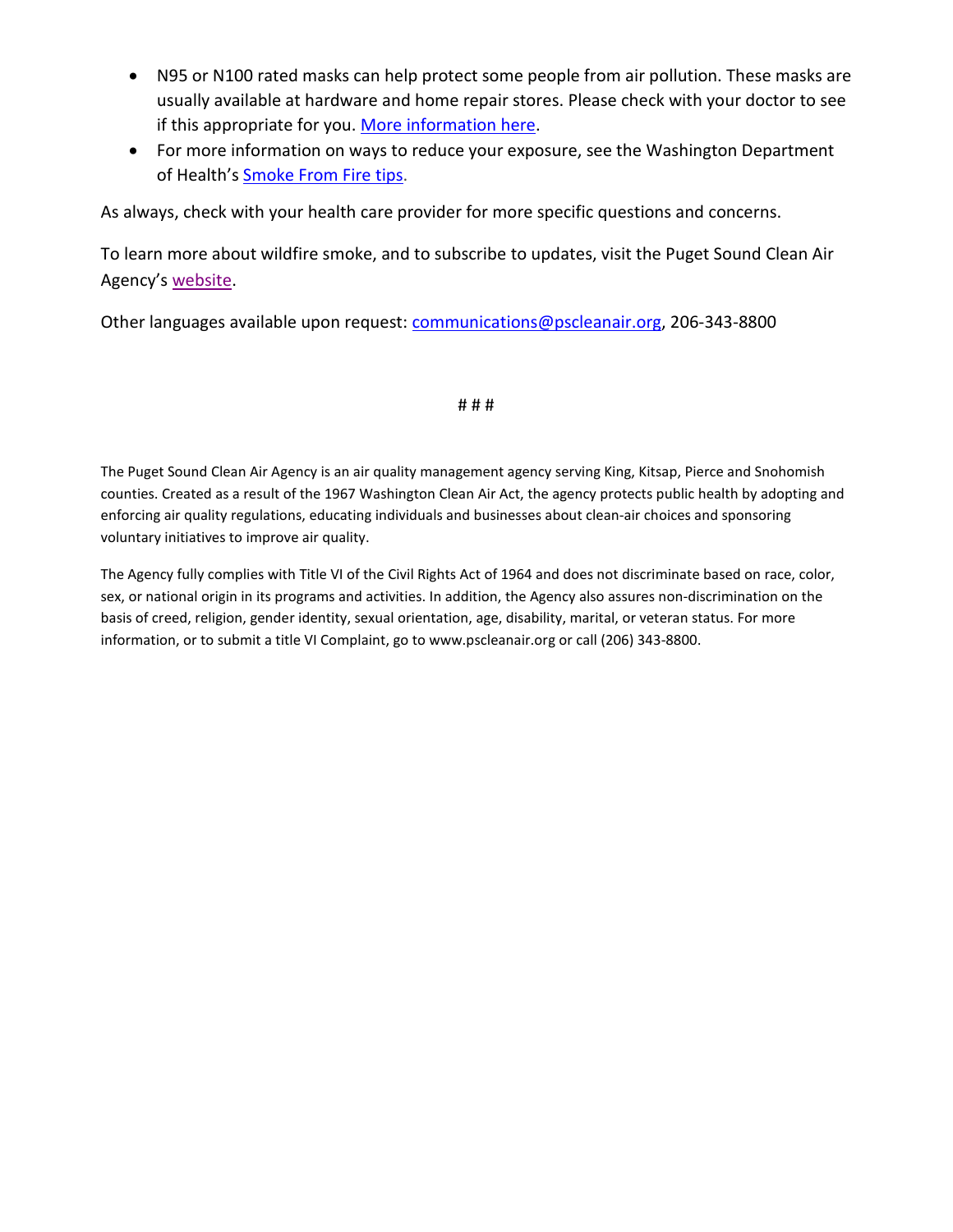- N95 or N100 rated masks can help protect some people from air pollution. These masks are usually available at hardware and home repair stores. Please check with your doctor to see if this appropriate for you. More information here.
- For more information on ways to reduce your exposure, see the Washington Department of Health's Smoke From Fire tips.

As always, check with your health care provider for more specific questions and concerns.

To learn more about wildfire smoke, and to subscribe to updates, visit the Puget Sound Clean Air Agency's website.

Other languages available upon request: communications@pscleanair.org, 206-343-8800

# # #

The Puget Sound Clean Air Agency is an air quality management agency serving King, Kitsap, Pierce and Snohomish counties. Created as a result of the 1967 Washington Clean Air Act, the agency protects public health by adopting and enforcing air quality regulations, educating individuals and businesses about clean-air choices and sponsoring voluntary initiatives to improve air quality.

The Agency fully complies with Title VI of the Civil Rights Act of 1964 and does not discriminate based on race, color, sex, or national origin in its programs and activities. In addition, the Agency also assures non-discrimination on the basis of creed, religion, gender identity, sexual orientation, age, disability, marital, or veteran status. For more information, or to submit a title VI Complaint, go to www.pscleanair.org or call (206) 343-8800.